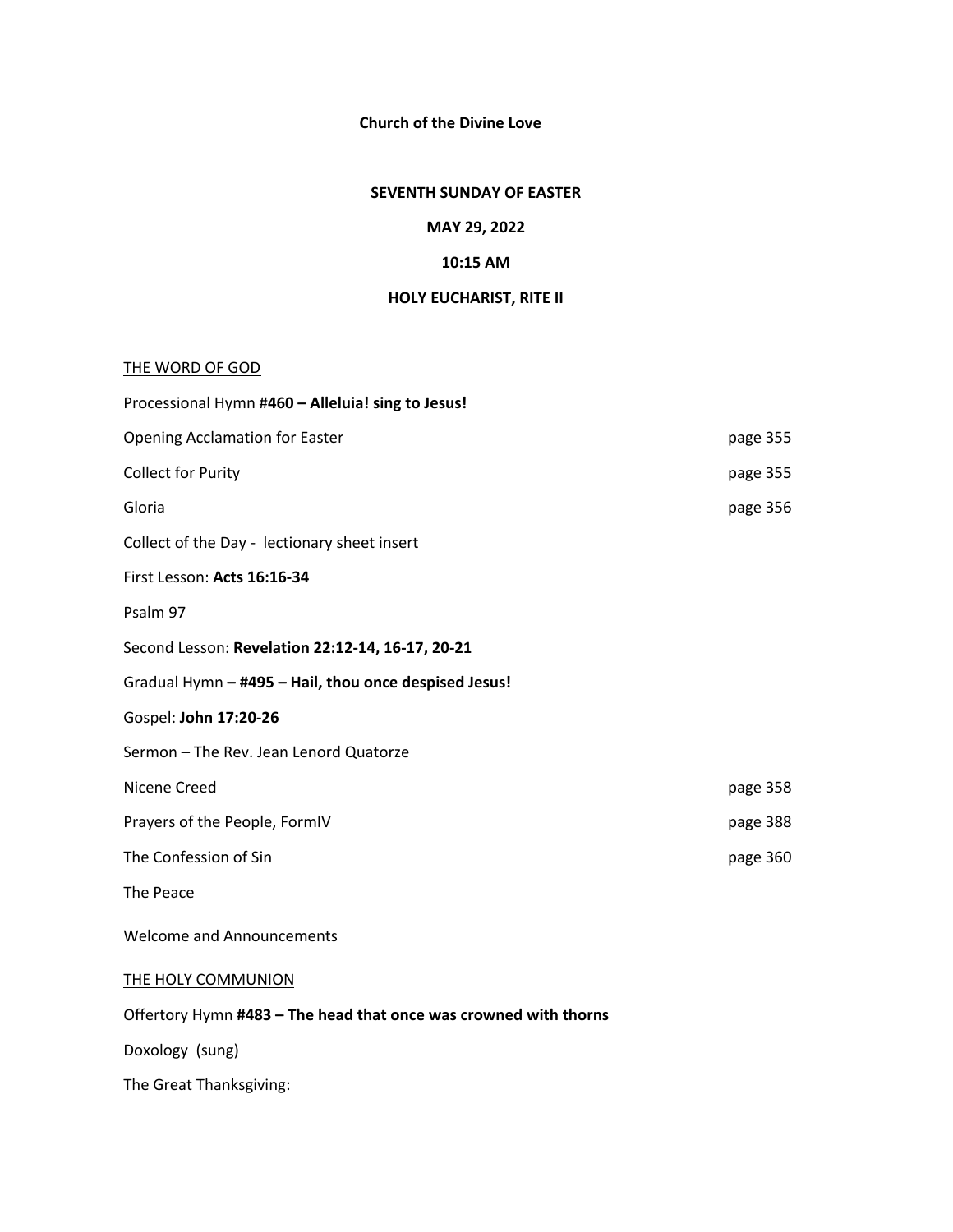**Church of the Divine Love**

**SEVENTH SUNDAY OF EASTER**

**MAY 29, 2022**

**10:15 AM**

**HOLY EUCHARIST, RITE II**

THE WORD OF GOD

Processional Hymn #**460 – Alleluia! sing to Jesus!**

Opening Acclamation for Easter page 355

Collect for Purity page 355

Gloria page 356

Collect of the Day - lectionary sheet insert

First Lesson: **Acts 16:16-34**

Psalm 97

Second Lesson: **Revelation 22:12-14, 16-17, 20-21**

Gradual Hymn **– #495 – Hail, thou once despised Jesus!**

Gospel: **John 17:20-26**

Sermon – The Rev. Jean Lenord Quatorze

Nicene Creed page 358

Prayers of the People, FormIV page 388

The Confession of Sin page 360

The Peace

Welcome and Announcements

THE HOLY COMMUNION

Offertory Hymn **#483 – The head that once was crowned with thorns**

Doxology (sung)

The Great Thanksgiving: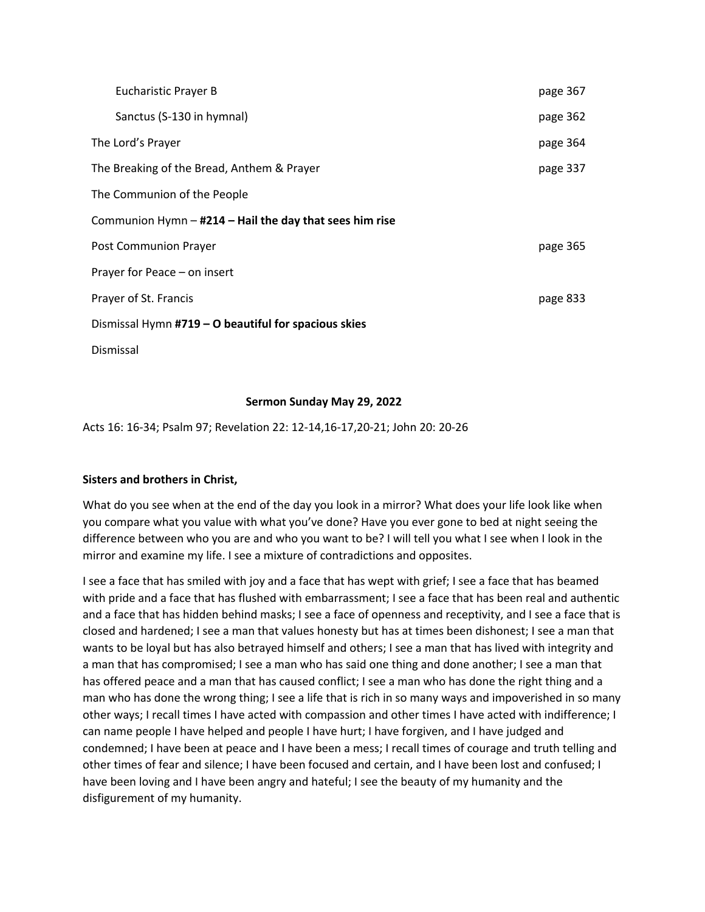Eucharistic Prayer B page 367

Sanctus (S-130 in hymnal) page 362

The Lord's Prayer page 364

The Breaking of the Bread, Anthem & Prayer page 337

The Communion of the People

Communion Hymn – **#214 – Hail the day that sees him rise**

Post Communion Prayer page 365

Prayer for Peace – on insert

Prayer of St. Francis page 833

Dismissal Hymn **#719 – O beautiful for spacious skies**

Dismissal

**Sermon Sunday May 29, 2022**

Acts 16: 16-34; Psalm 97; Revelation 22: 12-14,16-17,20-21; John 20: 20-26

**Sisters and brothers in Christ,**

What do you see when at the end of the day you look in a mirror? What does your life look like when you compare what you value with what you've done? Have you ever gone to bed at night seeing the difference between who you are and who you want to be? I will tell you what I see when I look in the mirror and examine my life. I see a mixture of contradictions and opposites.

I see a face that has smiled with joy and a face that has wept with grief; I see a face that has beamed with pride and a face that has flushed with embarrassment; I see a face that has been real and authentic and a face that has hidden behind masks; I see a face of openness and receptivity, and I see a face that is closed and hardened; I see a man that values honesty but has at times been dishonest; I see a man that wants to be loyal but has also betrayed himself and others; I see a man that has lived with integrity and a man that has compromised; I see a man who has said one thing and done another; I see a man that has offered peace and a man that has caused conflict; I see a man who has done the right thing and a man who has done the wrong thing; I see a life that is rich in so many ways and impoverished in so many other ways; I recall times I have acted with compassion and other times I have acted with indifference; I can name people I have helped and people I have hurt; I have forgiven, and I have judged and condemned; I have been at peace and I have been a mess; I recall times of courage and truth telling and other times of fear and silence; I have been focused and certain, and I have been lost and confused; I have been loving and I have been angry and hateful; I see the beauty of my humanity and the disfigurement of my humanity.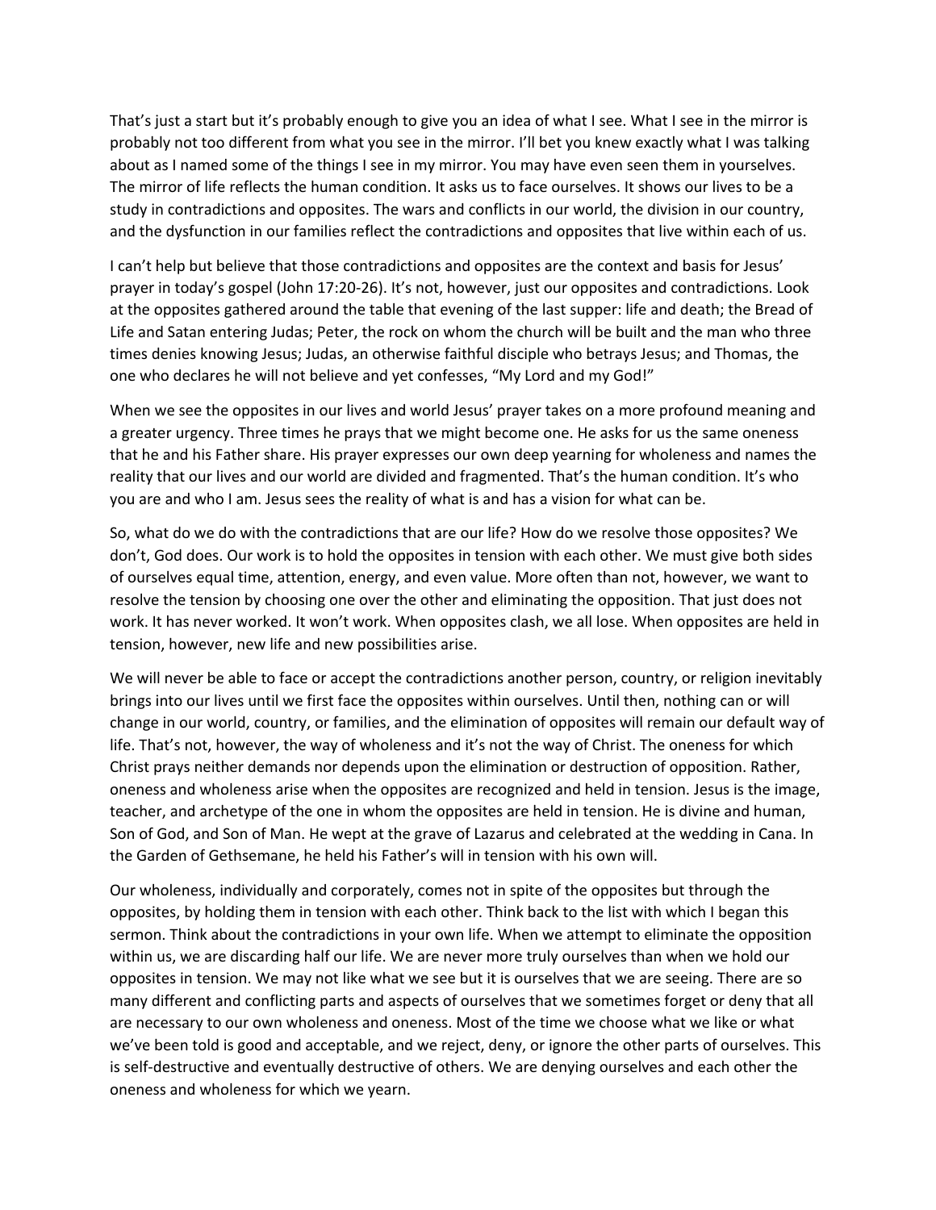That's just a start but it's probably enough to give you an idea of what I see. What I see in the mirror is probably not too different from what you see in the mirror. I'll bet you knew exactly what I was talking about as I named some of the things I see in my mirror. You may have even seen them in yourselves. The mirror of life reflects the human condition. It asks us to face ourselves. It shows our lives to be a study in contradictions and opposites. The wars and conflicts in our world, the division in our country, and the dysfunction in our families reflect the contradictions and opposites that live within each of us.

I can't help but believe that those contradictions and opposites are the context and basis for Jesus' prayer in today's gospel (John 17:20-26). It's not, however, just our opposites and contradictions. Look at the opposites gathered around the table that evening of the last supper: life and death; the Bread of Life and Satan entering Judas; Peter, the rock on whom the church will be built and the man who three times denies knowing Jesus; Judas, an otherwise faithful disciple who betrays Jesus; and Thomas, the one who declares he will not believe and yet confesses, "My Lord and my God!"

When we see the opposites in our lives and world Jesus' prayer takes on a more profound meaning and a greater urgency. Three times he prays that we might become one. He asks for us the same oneness that he and his Father share. His prayer expresses our own deep yearning for wholeness and names the reality that our lives and our world are divided and fragmented. That's the human condition. It's who you are and who I am. Jesus sees the reality of what is and has a vision for what can be.

So, what do we do with the contradictions that are our life? How do we resolve those opposites? We don't, God does. Our work is to hold the opposites in tension with each other. We must give both sides of ourselves equal time, attention, energy, and even value. More often than not, however, we want to resolve the tension by choosing one over the other and eliminating the opposition. That just does not work. It has never worked. It won't work. When opposites clash, we all lose. When opposites are held in tension, however, new life and new possibilities arise.

We will never be able to face or accept the contradictions another person, country, or religion inevitably brings into our lives until we first face the opposites within ourselves. Until then, nothing can or will change in our world, country, or families, and the elimination of opposites will remain our default way of life. That's not, however, the way of wholeness and it's not the way of Christ. The oneness for which Christ prays neither demands nor depends upon the elimination or destruction of opposition. Rather, oneness and wholeness arise when the opposites are recognized and held in tension. Jesus is the image, teacher, and archetype of the one in whom the opposites are held in tension. He is divine and human, Son of God, and Son of Man. He wept at the grave of Lazarus and celebrated at the wedding in Cana. In the Garden of Gethsemane, he held his Father's will in tension with his own will.

Our wholeness, individually and corporately, comes not in spite of the opposites but through the opposites, by holding them in tension with each other. Think back to the list with which I began this sermon. Think about the contradictions in your own life. When we attempt to eliminate the opposition within us, we are discarding half our life. We are never more truly ourselves than when we hold our opposites in tension. We may not like what we see but it is ourselves that we are seeing. There are so many different and conflicting parts and aspects of ourselves that we sometimes forget or deny that all are necessary to our own wholeness and oneness. Most of the time we choose what we like or what we've been told is good and acceptable, and we reject, deny, or ignore the other parts of ourselves. This is self-destructive and eventually destructive of others. We are denying ourselves and each other the oneness and wholeness for which we yearn.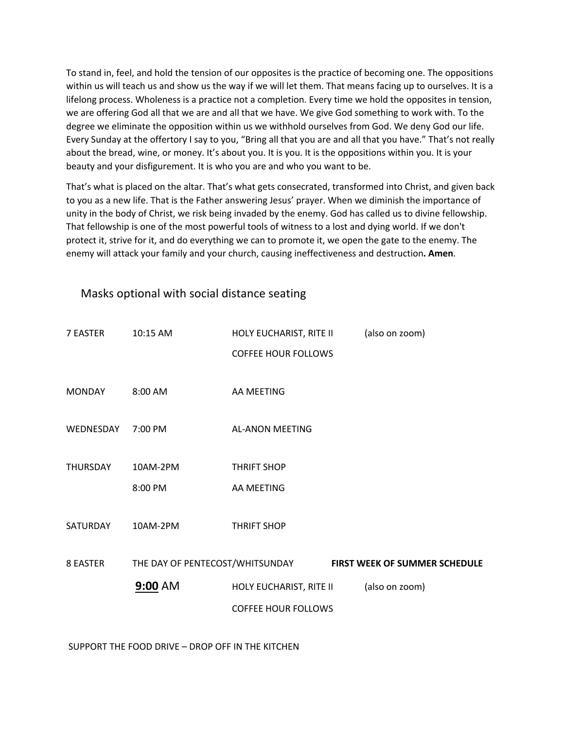To stand in, feel, and hold the tension of our opposites is the practice of becoming one. The oppositions within us will teach us and show us the way if we will let them. That means facing up to ourselves. It is a lifelong process. Wholeness is a practice not a completion. Every time we hold the opposites in tension, we are offering God all that we are and all that we have. We give God something to work with. To the degree we eliminate the opposition within us we withhold ourselves from God. We deny God our life. Every Sunday at the offertory I say to you, “Bring all that you are and all that you have.” That’s not really about the bread, wine, or money. It’s about you. It is you. It is the oppositions within you. It is your beauty and your disfigurement. It is who you are and who you want to be.

That’s what is placed on the altar. That’s what gets consecrated, transformed into Christ, and given back to you as a new life. That is the Father answering Jesus’ prayer. When we diminish the importance of unity in the body of Christ, we risk being invaded by the enemy. God has called us to divine fellowship. That fellowship is one of the most powerful tools of witness to a lost and dying world. If we don't protect it, strive for it, and do everything we can to promote it, we open the gate to the enemy. The enemy will attack your family and your church, causing ineffectiveness and destruction**. Amen**.

Masks optional with social distance seating

| | | | |
|---|---|---|---|
| 7 EASTER | 10:15 AM | HOLY EUCHARIST, RITE II | (also on zoom) |
| | | COFFEE HOUR FOLLOWS | |
| MONDAY | 8:00 AM | AA MEETING | |
| WEDNESDAY | 7:00 PM | AL-ANON MEETING | |
| THURSDAY | 10AM-2PM | THRIFT SHOP | |
| | 8:00 PM | AA MEETING | |
| SATURDAY | 10AM-2PM | THRIFT SHOP | |
| 8 EASTER | THE DAY OF PENTECOST/WHITSUNDAY | | **FIRST WEEK OF SUMMER SCHEDULE** |
| | **9:00** AM | HOLY EUCHARIST, RITE II | (also on zoom) |
| | | COFFEE HOUR FOLLOWS | |

SUPPORT THE FOOD DRIVE – DROP OFF IN THE KITCHEN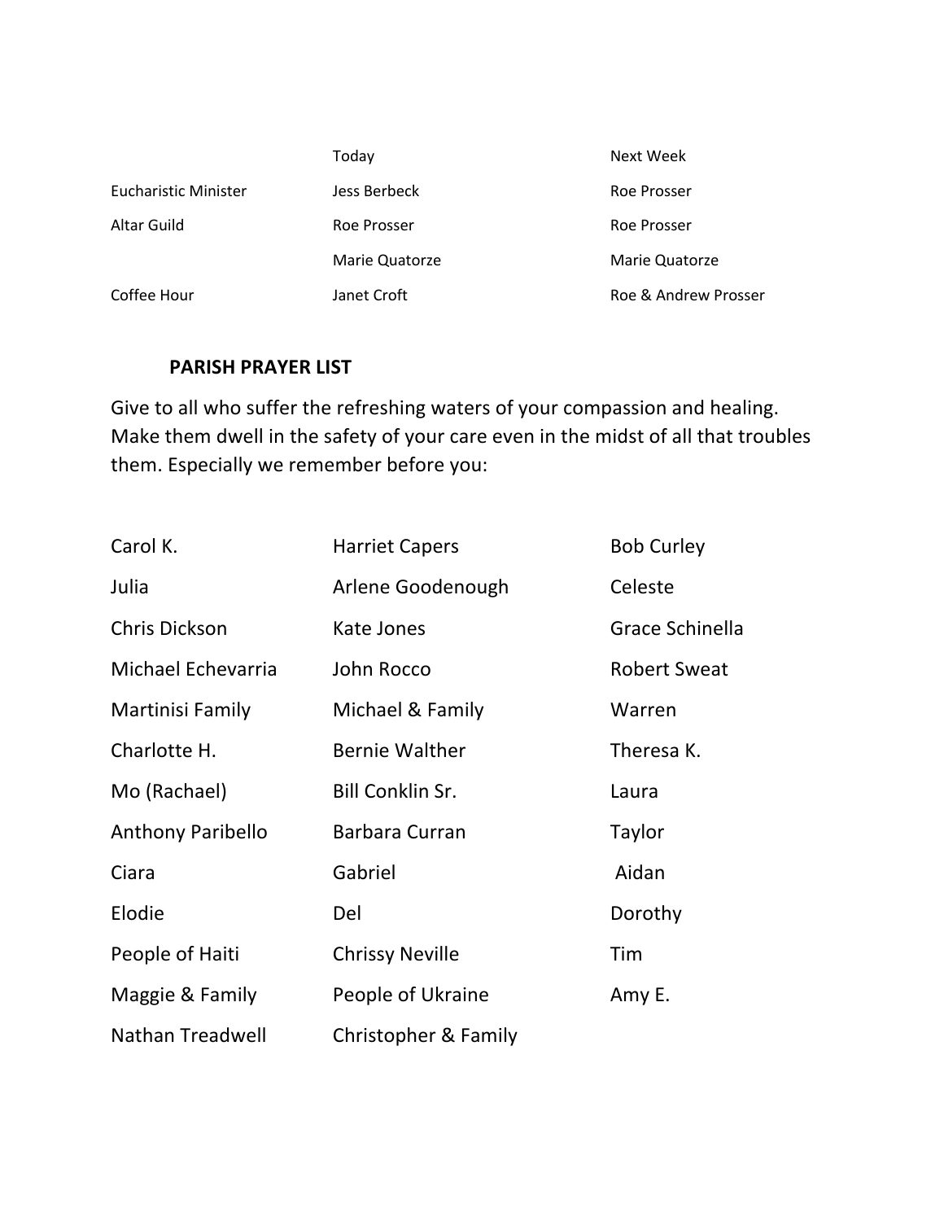| | Today | Next Week |
|---|---|---|
| Eucharistic Minister | Jess Berbeck | Roe Prosser |
| Altar Guild | Roe Prosser | Roe Prosser |
| | Marie Quatorze | Marie Quatorze |
| Coffee Hour | Janet Croft | Roe & Andrew Prosser |

**PARISH PRAYER LIST**

Give to all who suffer the refreshing waters of your compassion and healing. Make them dwell in the safety of your care even in the midst of all that troubles them. Especially we remember before you:

| | | |
|---|---|---|
| Carol K. | Harriet Capers | Bob Curley |
| Julia | Arlene Goodenough | Celeste |
| Chris Dickson | Kate Jones | Grace Schinella |
| Michael Echevarria | John Rocco | Robert Sweat |
| Martinisi Family | Michael & Family | Warren |
| Charlotte H. | Bernie Walther | Theresa K. |
| Mo (Rachael) | Bill Conklin Sr. | Laura |
| Anthony Paribello | Barbara Curran | Taylor |
| Ciara | Gabriel | Aidan |
| Elodie | Del | Dorothy |
| People of Haiti | Chrissy Neville | Tim |
| Maggie & Family | People of Ukraine | Amy E. |
| Nathan Treadwell | Christopher & Family | |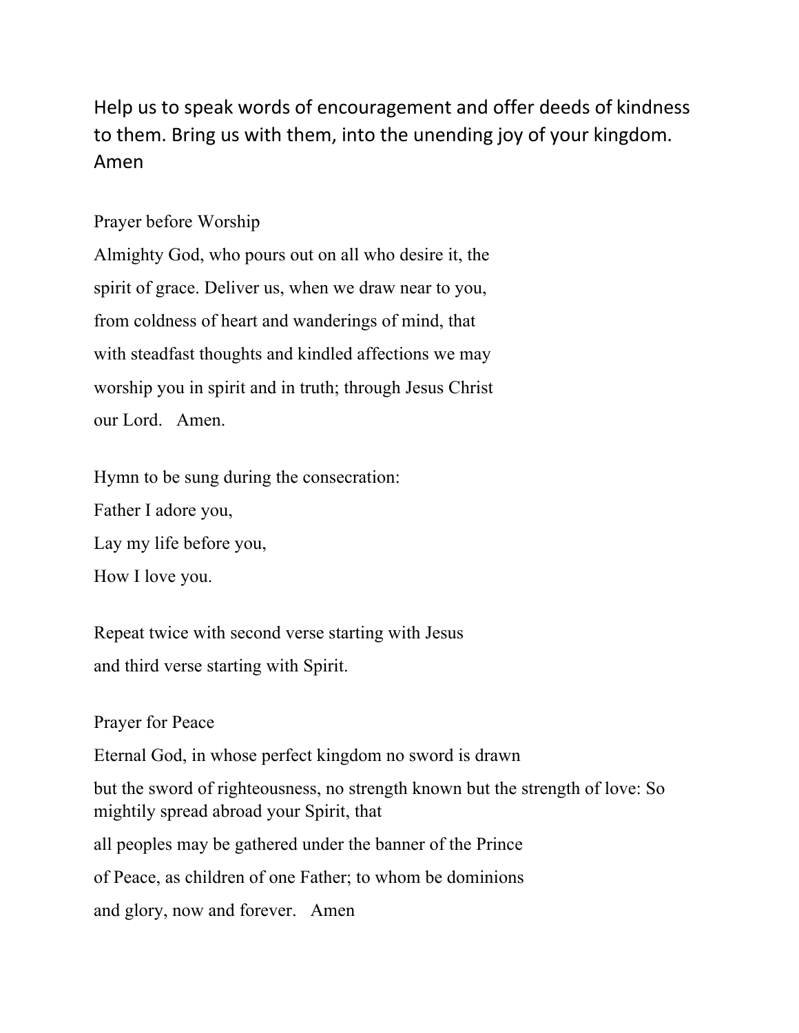Help us to speak words of encouragement and offer deeds of kindness to them. Bring us with them, into the unending joy of your kingdom. Amen

Prayer before Worship

Almighty God, who pours out on all who desire it, the spirit of grace. Deliver us, when we draw near to you, from coldness of heart and wanderings of mind, that with steadfast thoughts and kindled affections we may worship you in spirit and in truth; through Jesus Christ our Lord. Amen.

Hymn to be sung during the consecration:

Father I adore you,
Lay my life before you,
How I love you.

Repeat twice with second verse starting with Jesus and third verse starting with Spirit.

Prayer for Peace

Eternal God, in whose perfect kingdom no sword is drawn but the sword of righteousness, no strength known but the strength of love: So mightily spread abroad your Spirit, that all peoples may be gathered under the banner of the Prince of Peace, as children of one Father; to whom be dominions and glory, now and forever. Amen